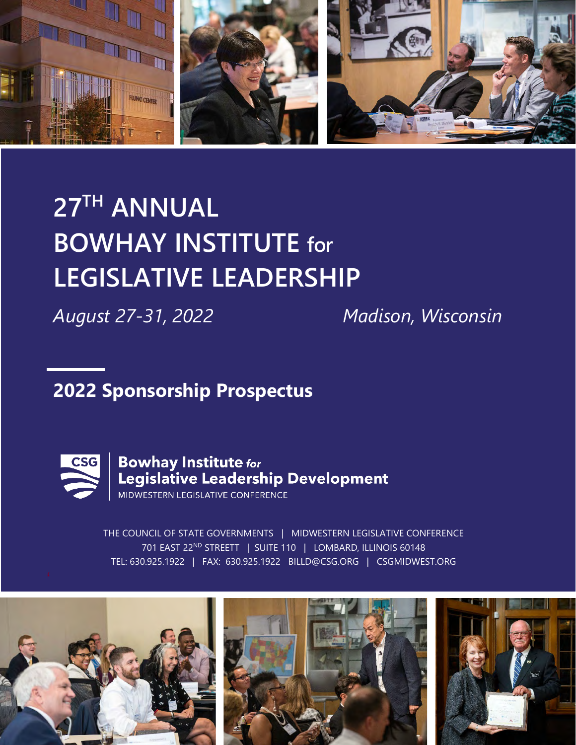# 27TH ANNUAL BOWHAY INSTITUTE for LEGISLATIVE LEADERSHIP

*August 27-31, 2022* *Madison, Wisconsin*

## 2022 Sponsorship Prospectus

**Bowhay Institute for Legislative Leadership Development**
MIDWESTERN LEGISLATIVE CONFERENCE

THE COUNCIL OF STATE GOVERNMENTS | MIDWESTERN LEGISLATIVE CONFERENCE
701 EAST 22ND STREETT | SUITE 110 | LOMBARD, ILLINOIS 60148
TEL: 630.925.1922 | FAX: 630.925.1922 BILLD@CSG.ORG | CSGMIDWEST.ORG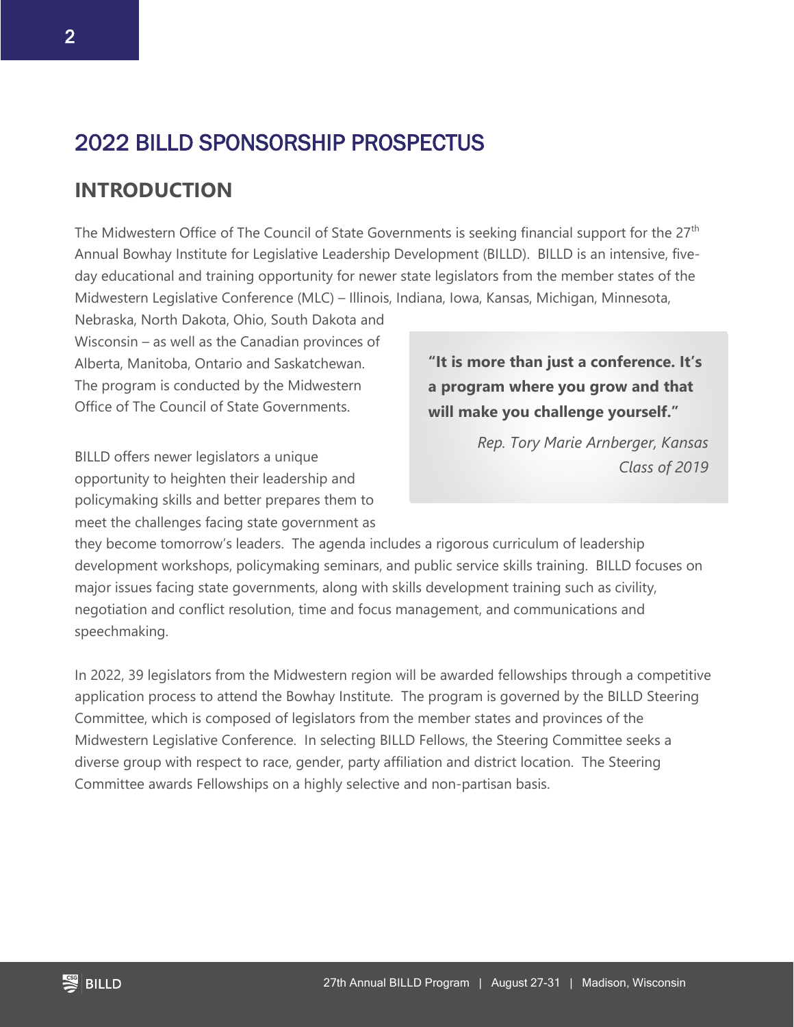# 2022 BILLD SPONSORSHIP PROSPECTUS

## INTRODUCTION

The Midwestern Office of The Council of State Governments is seeking financial support for the 27th Annual Bowhay Institute for Legislative Leadership Development (BILLD). BILLD is an intensive, five-day educational and training opportunity for newer state legislators from the member states of the Midwestern Legislative Conference (MLC) – Illinois, Indiana, Iowa, Kansas, Michigan, Minnesota, Nebraska, North Dakota, Ohio, South Dakota and Wisconsin – as well as the Canadian provinces of Alberta, Manitoba, Ontario and Saskatchewan. The program is conducted by the Midwestern Office of The Council of State Governments.

> **"It is more than just a conference. It's a program where you grow and that will make you challenge yourself."**
>
> *Rep. Tory Marie Arnberger, Kansas Class of 2019*

BILLD offers newer legislators a unique opportunity to heighten their leadership and policymaking skills and better prepares them to meet the challenges facing state government as they become tomorrow's leaders. The agenda includes a rigorous curriculum of leadership development workshops, policymaking seminars, and public service skills training. BILLD focuses on major issues facing state governments, along with skills development training such as civility, negotiation and conflict resolution, time and focus management, and communications and speechmaking.

In 2022, 39 legislators from the Midwestern region will be awarded fellowships through a competitive application process to attend the Bowhay Institute. The program is governed by the BILLD Steering Committee, which is composed of legislators from the member states and provinces of the Midwestern Legislative Conference. In selecting BILLD Fellows, the Steering Committee seeks a diverse group with respect to race, gender, party affiliation and district location. The Steering Committee awards Fellowships on a highly selective and non-partisan basis.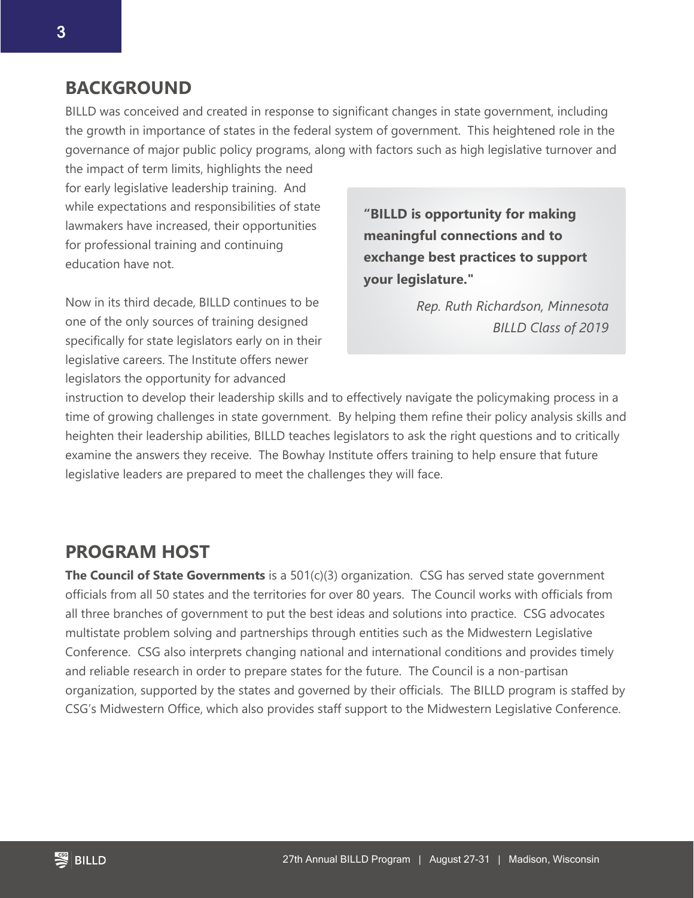## BACKGROUND

BILLD was conceived and created in response to significant changes in state government, including the growth in importance of states in the federal system of government. This heightened role in the governance of major public policy programs, along with factors such as high legislative turnover and the impact of term limits, highlights the need for early legislative leadership training. And while expectations and responsibilities of state lawmakers have increased, their opportunities for professional training and continuing education have not.

> **"BILLD is opportunity for making meaningful connections and to exchange best practices to support your legislature."**
>
> *Rep. Ruth Richardson, Minnesota*
> *BILLD Class of 2019*

Now in its third decade, BILLD continues to be one of the only sources of training designed specifically for state legislators early on in their legislative careers. The Institute offers newer legislators the opportunity for advanced instruction to develop their leadership skills and to effectively navigate the policymaking process in a time of growing challenges in state government. By helping them refine their policy analysis skills and heighten their leadership abilities, BILLD teaches legislators to ask the right questions and to critically examine the answers they receive. The Bowhay Institute offers training to help ensure that future legislative leaders are prepared to meet the challenges they will face.

## PROGRAM HOST

**The Council of State Governments** is a 501(c)(3) organization. CSG has served state government officials from all 50 states and the territories for over 80 years. The Council works with officials from all three branches of government to put the best ideas and solutions into practice. CSG advocates multistate problem solving and partnerships through entities such as the Midwestern Legislative Conference. CSG also interprets changing national and international conditions and provides timely and reliable research in order to prepare states for the future. The Council is a non-partisan organization, supported by the states and governed by their officials. The BILLD program is staffed by CSG's Midwestern Office, which also provides staff support to the Midwestern Legislative Conference.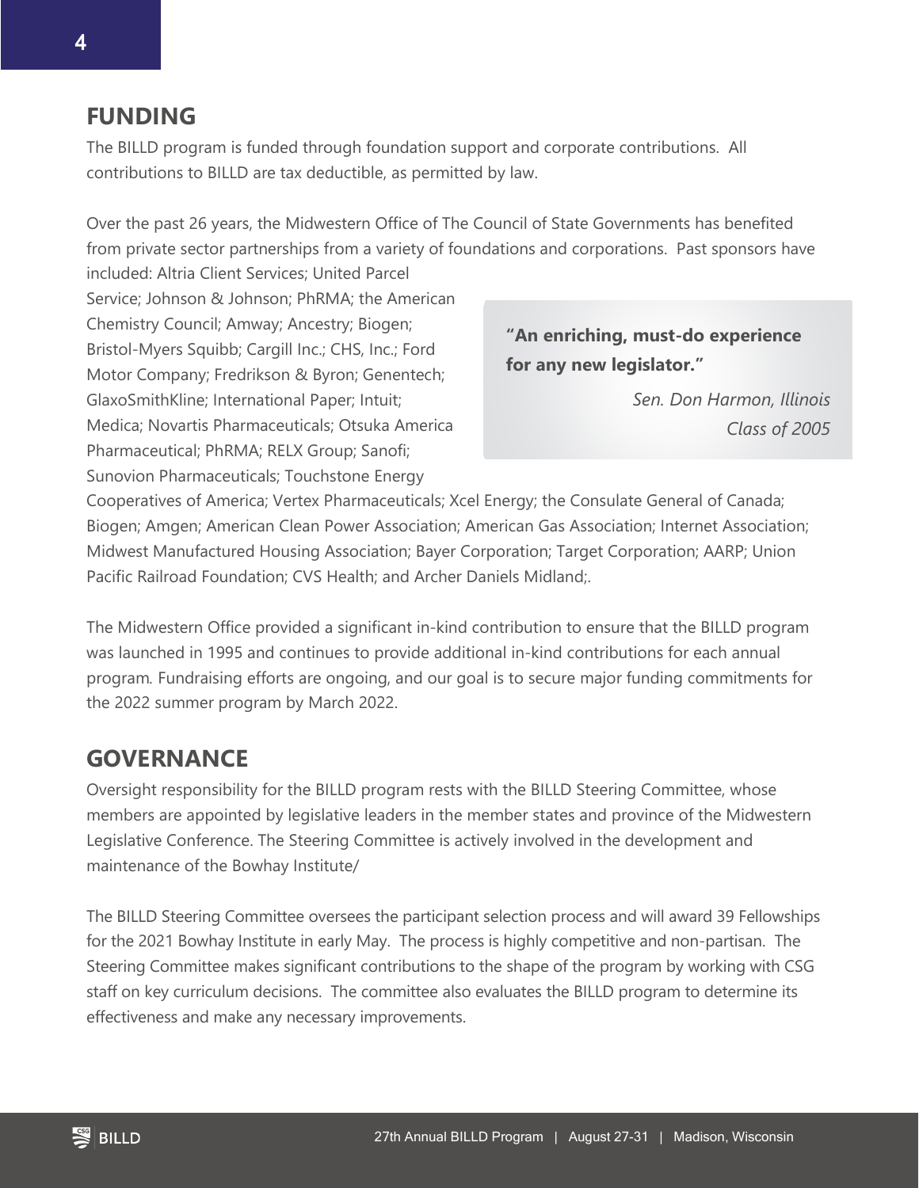## FUNDING

The BILLD program is funded through foundation support and corporate contributions. All contributions to BILLD are tax deductible, as permitted by law.

Over the past 26 years, the Midwestern Office of The Council of State Governments has benefited from private sector partnerships from a variety of foundations and corporations. Past sponsors have included: Altria Client Services; United Parcel Service; Johnson & Johnson; PhRMA; the American Chemistry Council; Amway; Ancestry; Biogen; Bristol-Myers Squibb; Cargill Inc.; CHS, Inc.; Ford Motor Company; Fredrikson & Byron; Genentech; GlaxoSmithKline; International Paper; Intuit; Medica; Novartis Pharmaceuticals; Otsuka America Pharmaceutical; PhRMA; RELX Group; Sanofi; Sunovion Pharmaceuticals; Touchstone Energy Cooperatives of America; Vertex Pharmaceuticals; Xcel Energy; the Consulate General of Canada; Biogen; Amgen; American Clean Power Association; American Gas Association; Internet Association; Midwest Manufactured Housing Association; Bayer Corporation; Target Corporation; AARP; Union Pacific Railroad Foundation; CVS Health; and Archer Daniels Midland;.

> **"An enriching, must-do experience for any new legislator."**
>
> *Sen. Don Harmon, Illinois*
> *Class of 2005*

The Midwestern Office provided a significant in-kind contribution to ensure that the BILLD program was launched in 1995 and continues to provide additional in-kind contributions for each annual program. Fundraising efforts are ongoing, and our goal is to secure major funding commitments for the 2022 summer program by March 2022.

## GOVERNANCE

Oversight responsibility for the BILLD program rests with the BILLD Steering Committee, whose members are appointed by legislative leaders in the member states and province of the Midwestern Legislative Conference. The Steering Committee is actively involved in the development and maintenance of the Bowhay Institute/

The BILLD Steering Committee oversees the participant selection process and will award 39 Fellowships for the 2021 Bowhay Institute in early May. The process is highly competitive and non-partisan. The Steering Committee makes significant contributions to the shape of the program by working with CSG staff on key curriculum decisions. The committee also evaluates the BILLD program to determine its effectiveness and make any necessary improvements.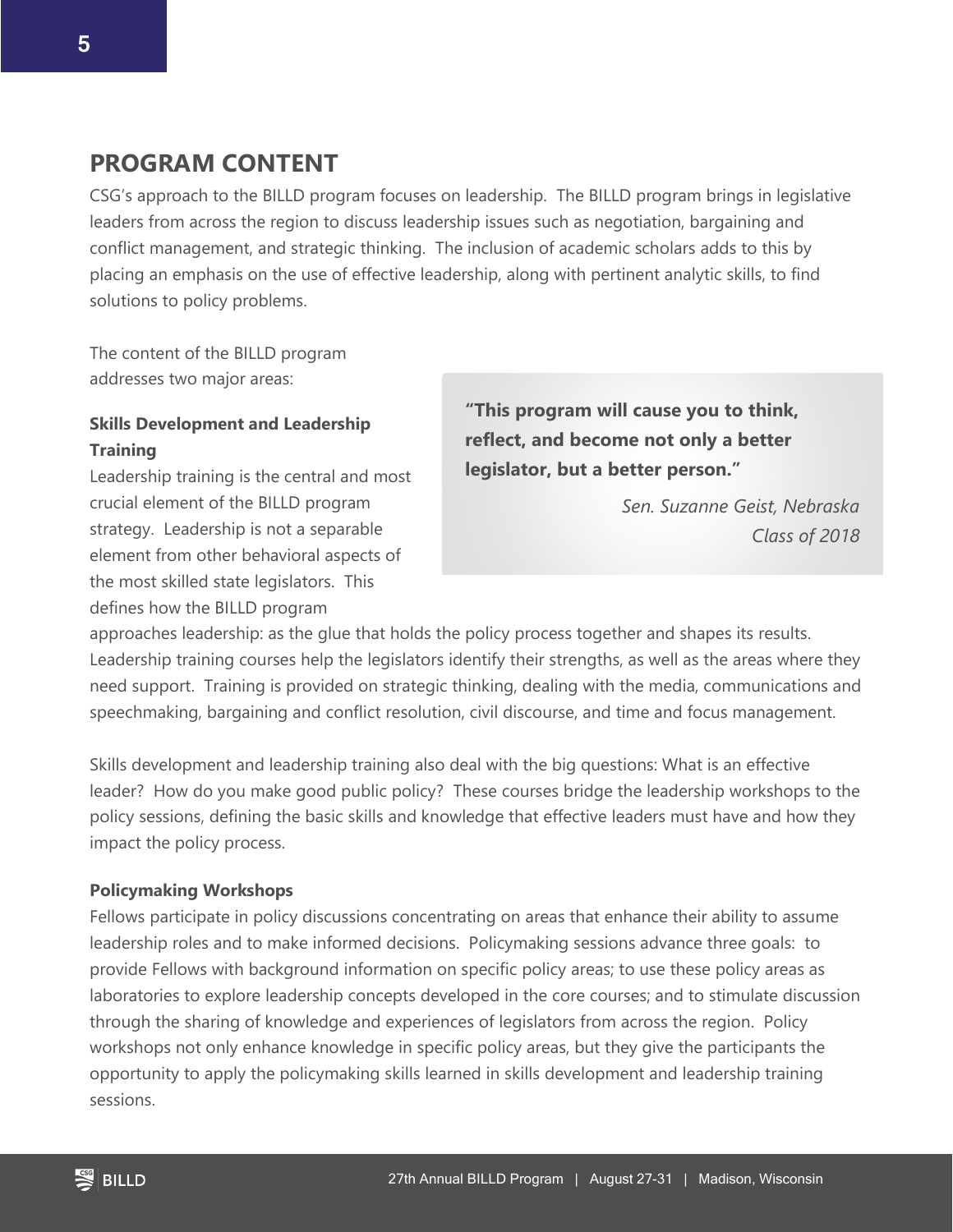## PROGRAM CONTENT

CSG's approach to the BILLD program focuses on leadership. The BILLD program brings in legislative leaders from across the region to discuss leadership issues such as negotiation, bargaining and conflict management, and strategic thinking. The inclusion of academic scholars adds to this by placing an emphasis on the use of effective leadership, along with pertinent analytic skills, to find solutions to policy problems.

The content of the BILLD program addresses two major areas:

> **"This program will cause you to think, reflect, and become not only a better legislator, but a better person."**
>
> *Sen. Suzanne Geist, Nebraska*
> *Class of 2018*

### Skills Development and Leadership Training

Leadership training is the central and most crucial element of the BILLD program strategy. Leadership is not a separable element from other behavioral aspects of the most skilled state legislators. This defines how the BILLD program approaches leadership: as the glue that holds the policy process together and shapes its results. Leadership training courses help the legislators identify their strengths, as well as the areas where they need support. Training is provided on strategic thinking, dealing with the media, communications and speechmaking, bargaining and conflict resolution, civil discourse, and time and focus management.

Skills development and leadership training also deal with the big questions: What is an effective leader? How do you make good public policy? These courses bridge the leadership workshops to the policy sessions, defining the basic skills and knowledge that effective leaders must have and how they impact the policy process.

### Policymaking Workshops

Fellows participate in policy discussions concentrating on areas that enhance their ability to assume leadership roles and to make informed decisions. Policymaking sessions advance three goals: to provide Fellows with background information on specific policy areas; to use these policy areas as laboratories to explore leadership concepts developed in the core courses; and to stimulate discussion through the sharing of knowledge and experiences of legislators from across the region. Policy workshops not only enhance knowledge in specific policy areas, but they give the participants the opportunity to apply the policymaking skills learned in skills development and leadership training sessions.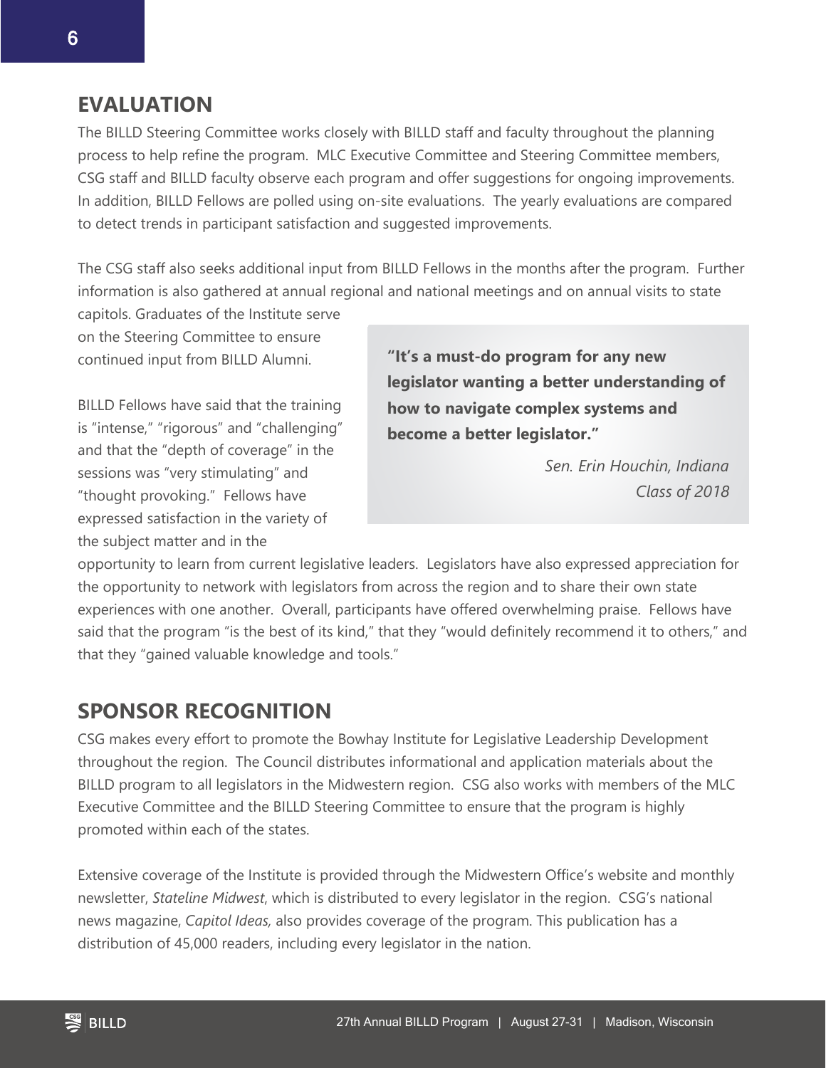## EVALUATION

The BILLD Steering Committee works closely with BILLD staff and faculty throughout the planning process to help refine the program. MLC Executive Committee and Steering Committee members, CSG staff and BILLD faculty observe each program and offer suggestions for ongoing improvements. In addition, BILLD Fellows are polled using on-site evaluations. The yearly evaluations are compared to detect trends in participant satisfaction and suggested improvements.

The CSG staff also seeks additional input from BILLD Fellows in the months after the program. Further information is also gathered at annual regional and national meetings and on annual visits to state capitols. Graduates of the Institute serve on the Steering Committee to ensure continued input from BILLD Alumni.

> **"It's a must-do program for any new legislator wanting a better understanding of how to navigate complex systems and become a better legislator."**
>
> *Sen. Erin Houchin, Indiana*
> *Class of 2018*

BILLD Fellows have said that the training is "intense," "rigorous" and "challenging" and that the "depth of coverage" in the sessions was "very stimulating" and "thought provoking." Fellows have expressed satisfaction in the variety of the subject matter and in the opportunity to learn from current legislative leaders. Legislators have also expressed appreciation for the opportunity to network with legislators from across the region and to share their own state experiences with one another. Overall, participants have offered overwhelming praise. Fellows have said that the program "is the best of its kind," that they "would definitely recommend it to others," and that they "gained valuable knowledge and tools."

## SPONSOR RECOGNITION

CSG makes every effort to promote the Bowhay Institute for Legislative Leadership Development throughout the region. The Council distributes informational and application materials about the BILLD program to all legislators in the Midwestern region. CSG also works with members of the MLC Executive Committee and the BILLD Steering Committee to ensure that the program is highly promoted within each of the states.

Extensive coverage of the Institute is provided through the Midwestern Office's website and monthly newsletter, *Stateline Midwest*, which is distributed to every legislator in the region. CSG's national news magazine, *Capitol Ideas,* also provides coverage of the program. This publication has a distribution of 45,000 readers, including every legislator in the nation.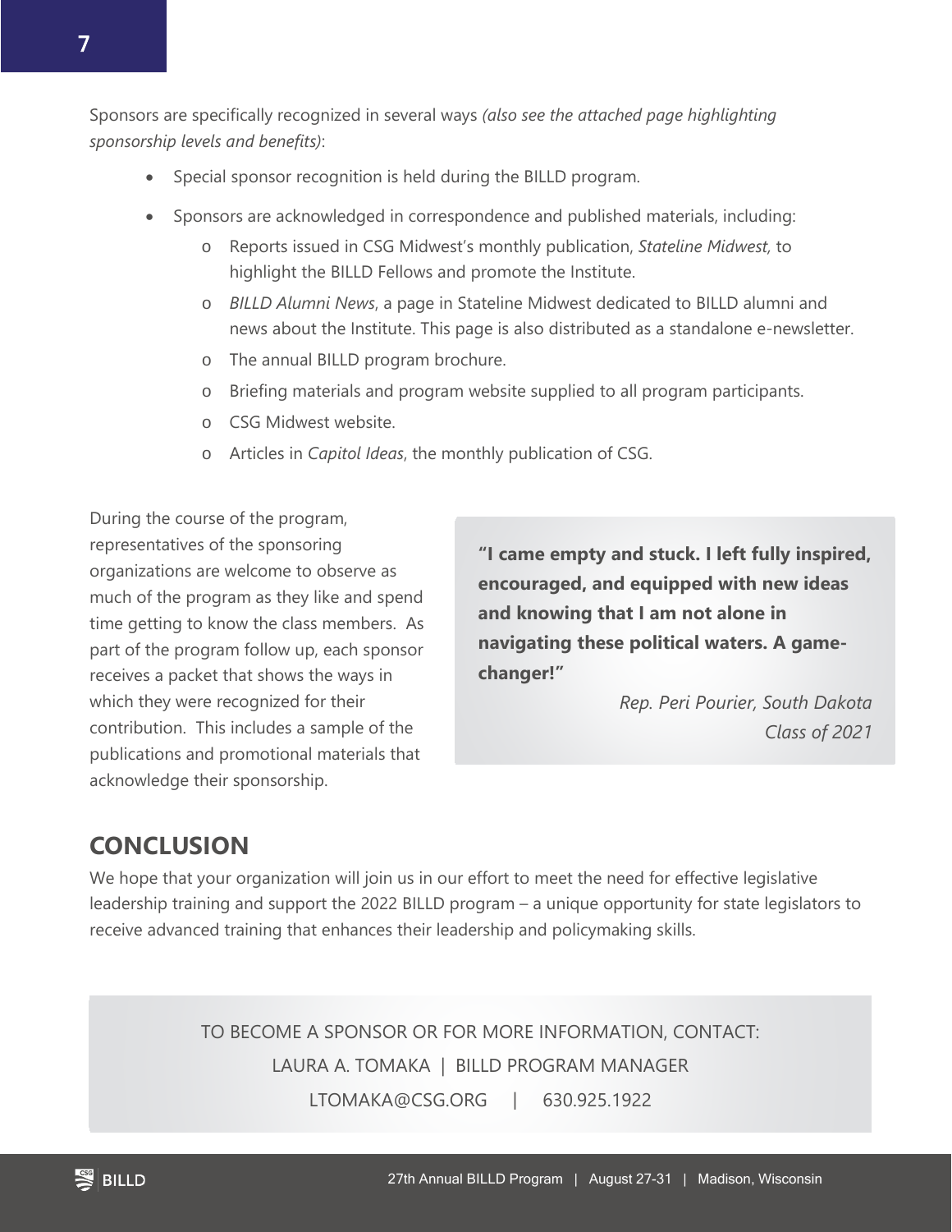Sponsors are specifically recognized in several ways *(also see the attached page highlighting sponsorship levels and benefits)*:

- Special sponsor recognition is held during the BILLD program.
- Sponsors are acknowledged in correspondence and published materials, including:
  - Reports issued in CSG Midwest's monthly publication, *Stateline Midwest,* to highlight the BILLD Fellows and promote the Institute.
  - *BILLD Alumni News*, a page in Stateline Midwest dedicated to BILLD alumni and news about the Institute. This page is also distributed as a standalone e-newsletter.
  - The annual BILLD program brochure.
  - Briefing materials and program website supplied to all program participants.
  - CSG Midwest website.
  - Articles in *Capitol Ideas*, the monthly publication of CSG.

During the course of the program, representatives of the sponsoring organizations are welcome to observe as much of the program as they like and spend time getting to know the class members. As part of the program follow up, each sponsor receives a packet that shows the ways in which they were recognized for their contribution. This includes a sample of the publications and promotional materials that acknowledge their sponsorship.

> **"I came empty and stuck. I left fully inspired, encouraged, and equipped with new ideas and knowing that I am not alone in navigating these political waters. A game-changer!"**
>
> *Rep. Peri Pourier, South Dakota*
> *Class of 2021*

## CONCLUSION

We hope that your organization will join us in our effort to meet the need for effective legislative leadership training and support the 2022 BILLD program – a unique opportunity for state legislators to receive advanced training that enhances their leadership and policymaking skills.

TO BECOME A SPONSOR OR FOR MORE INFORMATION, CONTACT:

LAURA A. TOMAKA | BILLD PROGRAM MANAGER

LTOMAKA@CSG.ORG | 630.925.1922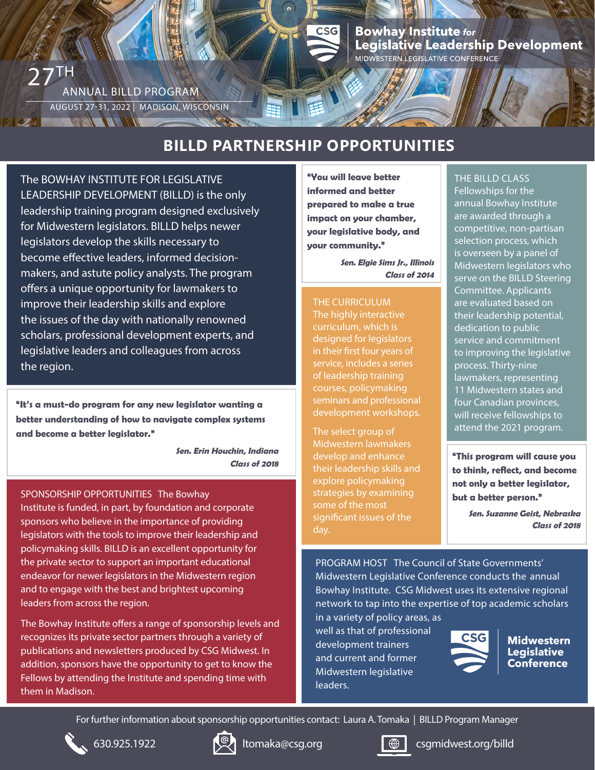Bowhay Institute *for* Legislative Leadership Development
MIDWESTERN LEGISLATIVE CONFERENCE

# 27TH ANNUAL BILLD PROGRAM

AUGUST 27-31, 2022 | MADISON, WISCONSIN

## BILLD PARTNERSHIP OPPORTUNITIES

The BOWHAY INSTITUTE FOR LEGISLATIVE LEADERSHIP DEVELOPMENT (BILLD) is the only leadership training program designed exclusively for Midwestern legislators. BILLD helps newer legislators develop the skills necessary to become effective leaders, informed decision-makers, and astute policy analysts. The program offers a unique opportunity for lawmakers to improve their leadership skills and explore the issues of the day with nationally renowned scholars, professional development experts, and legislative leaders and colleagues from across the region.

**"It's a must-do program for any new legislator wanting a better understanding of how to navigate complex systems and become a better legislator."**

***Sen. Erin Houchin, Indiana***
***Class of 2018***

SPONSORSHIP OPPORTUNITIES The Bowhay Institute is funded, in part, by foundation and corporate sponsors who believe in the importance of providing legislators with the tools to improve their leadership and policymaking skills. BILLD is an excellent opportunity for the private sector to support an important educational endeavor for newer legislators in the Midwestern region and to engage with the best and brightest upcoming leaders from across the region.

The Bowhay Institute offers a range of sponsorship levels and recognizes its private sector partners through a variety of publications and newsletters produced by CSG Midwest. In addition, sponsors have the opportunity to get to know the Fellows by attending the Institute and spending time with them in Madison.

**"You will leave better informed and better prepared to make a true impact on your chamber, your legislative body, and your community."**

***Sen. Elgie Sims Jr., Illinois***
***Class of 2014***

THE CURRICULUM The highly interactive curriculum, which is designed for legislators in their first four years of service, includes a series of leadership training courses, policymaking seminars and professional development workshops.

The select group of Midwestern lawmakers develop and enhance their leadership skills and explore policymaking strategies by examining some of the most significant issues of the day.

THE BILLD CLASS Fellowships for the annual Bowhay Institute are awarded through a competitive, non-partisan selection process, which is overseen by a panel of Midwestern legislators who serve on the BILLD Steering Committee. Applicants are evaluated based on their leadership potential, dedication to public service and commitment to improving the legislative process. Thirty-nine lawmakers, representing 11 Midwestern states and four Canadian provinces, will receive fellowships to attend the 2021 program.

**"This program will cause you to think, reflect, and become not only a better legislator, but a better person."**

***Sen. Suzanne Geist, Nebraska***
***Class of 2018***

PROGRAM HOST The Council of State Governments' Midwestern Legislative Conference conducts the annual Bowhay Institute. CSG Midwest uses its extensive regional network to tap into the expertise of top academic scholars in a variety of policy areas, as well as that of professional development trainers and current and former Midwestern legislative leaders.

CSG Midwestern Legislative Conference

For further information about sponsorship opportunities contact: Laura A. Tomaka | BILLD Program Manager

630.925.1922 | ltomaka@csg.org | csgmidwest.org/billd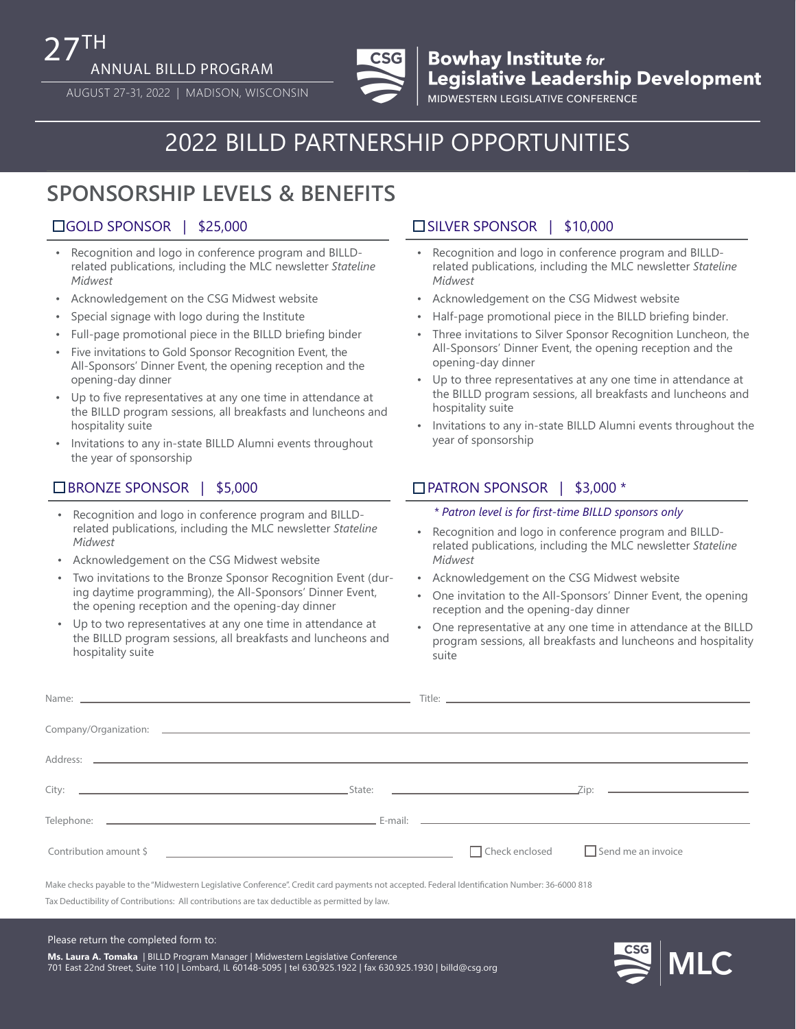27TH ANNUAL BILLD PROGRAM

AUGUST 27-31, 2022 | MADISON, WISCONSIN

**Bowhay Institute *for* Legislative Leadership Development**

MIDWESTERN LEGISLATIVE CONFERENCE

# 2022 BILLD PARTNERSHIP OPPORTUNITIES

## SPONSORSHIP LEVELS & BENEFITS

### ☐ GOLD SPONSOR | $25,000

- Recognition and logo in conference program and BILLD-related publications, including the MLC newsletter *Stateline Midwest*
- Acknowledgement on the CSG Midwest website
- Special signage with logo during the Institute
- Full-page promotional piece in the BILLD briefing binder
- Five invitations to Gold Sponsor Recognition Event, the All-Sponsors' Dinner Event, the opening reception and the opening-day dinner
- Up to five representatives at any one time in attendance at the BILLD program sessions, all breakfasts and luncheons and hospitality suite
- Invitations to any in-state BILLD Alumni events throughout the year of sponsorship

### ☐ SILVER SPONSOR | $10,000

- Recognition and logo in conference program and BILLD-related publications, including the MLC newsletter *Stateline Midwest*
- Acknowledgement on the CSG Midwest website
- Half-page promotional piece in the BILLD briefing binder.
- Three invitations to Silver Sponsor Recognition Luncheon, the All-Sponsors' Dinner Event, the opening reception and the opening-day dinner
- Up to three representatives at any one time in attendance at the BILLD program sessions, all breakfasts and luncheons and hospitality suite
- Invitations to any in-state BILLD Alumni events throughout the year of sponsorship

### ☐ BRONZE SPONSOR | $5,000

- Recognition and logo in conference program and BILLD-related publications, including the MLC newsletter *Stateline Midwest*
- Acknowledgement on the CSG Midwest website
- Two invitations to the Bronze Sponsor Recognition Event (during daytime programming), the All-Sponsors' Dinner Event, the opening reception and the opening-day dinner
- Up to two representatives at any one time in attendance at the BILLD program sessions, all breakfasts and luncheons and hospitality suite

### ☐ PATRON SPONSOR | $3,000 *

*\* Patron level is for first-time BILLD sponsors only*

- Recognition and logo in conference program and BILLD-related publications, including the MLC newsletter *Stateline Midwest*
- Acknowledgement on the CSG Midwest website
- One invitation to the All-Sponsors' Dinner Event, the opening reception and the opening-day dinner
- One representative at any one time in attendance at the BILLD program sessions, all breakfasts and luncheons and hospitality suite

Name: ____________________ Title: ____________________

Company/Organization: ____________________

Address: ____________________

City: ____________________ State: ____________________ Zip: ____________________

Telephone: ____________________ E-mail: ____________________

Contribution amount $ ____________________ ☐ Check enclosed ☐ Send me an invoice

Make checks payable to the "Midwestern Legislative Conference". Credit card payments not accepted. Federal Identification Number: 36-6000 818

Tax Deductibility of Contributions: All contributions are tax deductible as permitted by law.

Please return the completed form to:

**Ms. Laura A. Tomaka** | BILLD Program Manager | Midwestern Legislative Conference
701 East 22nd Street, Suite 110 | Lombard, IL 60148-5095 | tel 630.925.1922 | fax 630.925.1930 | billd@csg.org